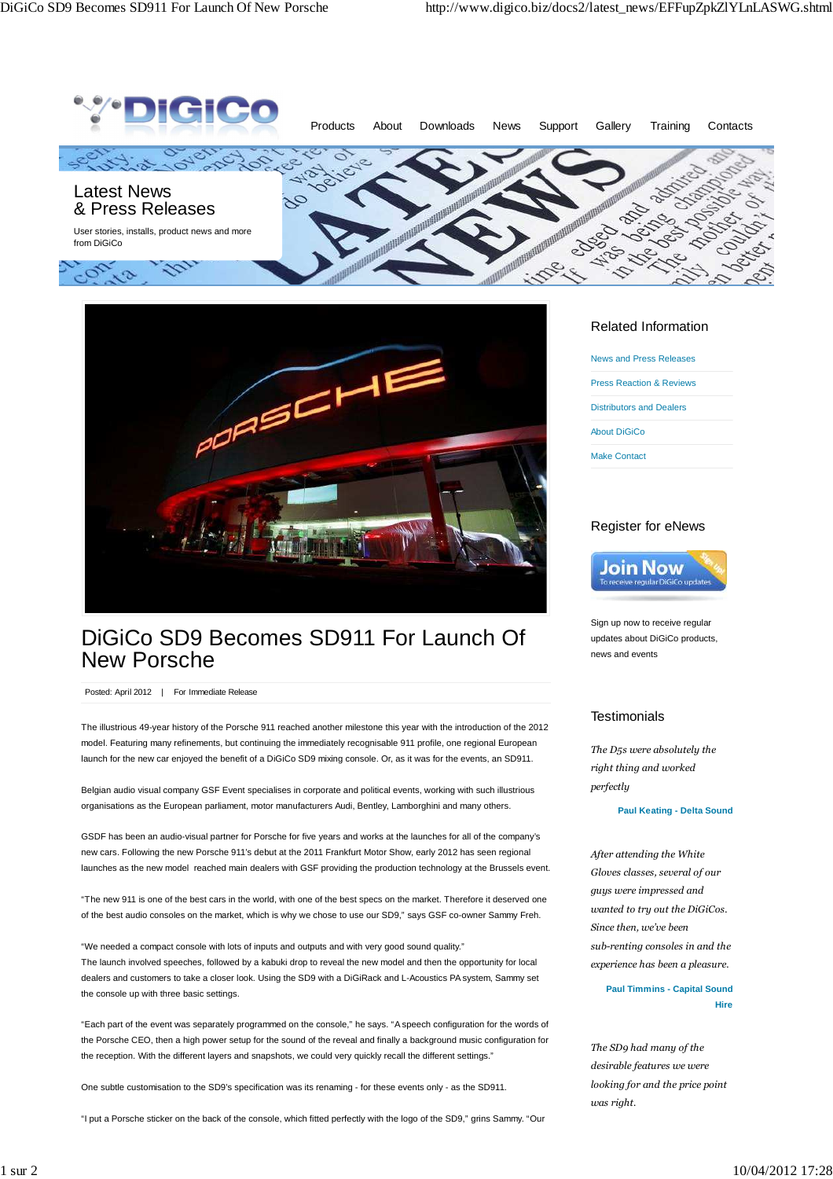Products About Downloads News Support Gallery Training Contacts

## Latest News & Press Releases

User stories, installs, product news and more from DiGiCo

# DiGiCo SD9 Becomes SD911 For Launch Of New Porsche

Posted: April 2012 | For Immediate Release

The illustrious 49-year history of the Porsche 911 reached another milestone this year with the introduction of the 2012 model. Featuring many refinements, but continuing the immediately recognisable 911 profile, one regional European launch for the new car enjoyed the benefit of a DiGiCo SD9 mixing console. Or, as it was for the events, an SD911.

Belgian audio visual company GSF Event specialises in corporate and political events, working with such illustrious organisations as the European parliament, motor manufacturers Audi, Bentley, Lamborghini and many others.

GSDF has been an audio-visual partner for Porsche for five years and works at the launches for all of the company's new cars. Following the new Porsche 911's debut at the 2011 Frankfurt Motor Show, early 2012 has seen regional launches as the new model reached main dealers with GSF providing the production technology at the Brussels event.

"The new 911 is one of the best cars in the world, with one of the best specs on the market. Therefore it deserved one of the best audio consoles on the market, which is why we chose to use our SD9," says GSF co-owner Sammy Freh.

"We needed a compact console with lots of inputs and outputs and with very good sound quality."
The launch involved speeches, followed by a kabuki drop to reveal the new model and then the opportunity for local dealers and customers to take a closer look. Using the SD9 with a DiGiRack and L-Acoustics PA system, Sammy set the console up with three basic settings.

"Each part of the event was separately programmed on the console," he says. "A speech configuration for the words of the Porsche CEO, then a high power setup for the sound of the reveal and finally a background music configuration for the reception. With the different layers and snapshots, we could very quickly recall the different settings."

One subtle customisation to the SD9's specification was its renaming - for these events only - as the SD911.

"I put a Porsche sticker on the back of the console, which fitted perfectly with the logo of the SD9," grins Sammy. "Our

### Related Information

- News and Press Releases
- Press Reaction & Reviews
- Distributors and Dealers
- About DiGiCo
- Make Contact

### Register for eNews

Join Now — To receive regular DiGiCo updates — Sign Up!

Sign up now to receive regular updates about DiGiCo products, news and events

### Testimonials

*The D5s were absolutely the right thing and worked perfectly*

**Paul Keating - Delta Sound**

*After attending the White Gloves classes, several of our guys were impressed and wanted to try out the DiGiCos. Since then, we've been sub-renting consoles in and the experience has been a pleasure.*

**Paul Timmins - Capital Sound Hire**

*The SD9 had many of the desirable features we were looking for and the price point was right.*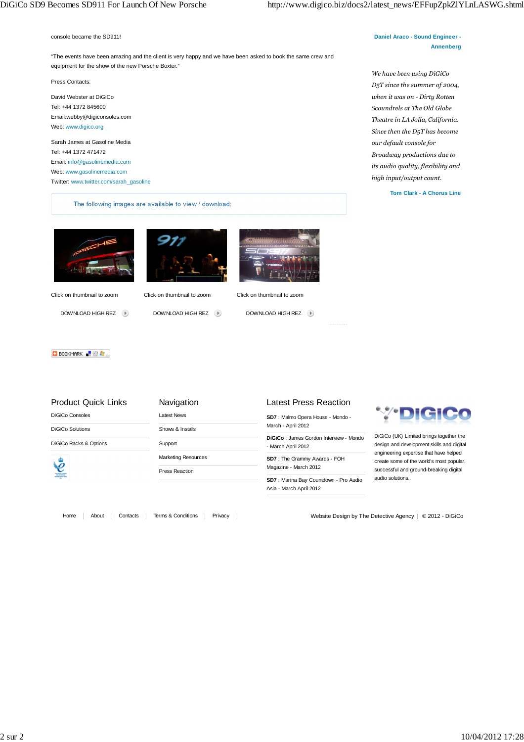console became the SD911!

"The events have been amazing and the client is very happy and we have been asked to book the same crew and equipment for the show of the new Porsche Boxter."

Press Contacts:

David Webster at DiGiCo
Tel: +44 1372 845600
Email:webby@digiconsoles.com
Web: www.digico.org

Sarah James at Gasoline Media
Tel: +44 1372 471472
Email: info@gasolinemedia.com
Web: www.gasolinemedia.com
Twitter: www.twitter.com/sarah_gasoline

The following images are available to view / download:

Click on thumbnail to zoom

DOWNLOAD HIGH REZ

Click on thumbnail to zoom

DOWNLOAD HIGH REZ

Click on thumbnail to zoom

DOWNLOAD HIGH REZ

BOOKMARK

**Daniel Araco - Sound Engineer - Annenberg**

*We have been using DiGiCo D5T since the summer of 2004, when it was on - Dirty Rotten Scoundrels at The Old Globe Theatre in LA Jolla, California. Since then the D5T has become our default console for Broadway productions due to its audio quality, flexibility and high input/output count.*

**Tom Clark - A Chorus Line**

## Product Quick Links

DiGiCo Consoles
DiGiCo Solutions
DiGiCo Racks & Options

## Navigation

Latest News
Shows & Installs
Support
Marketing Resources
Press Reaction

## Latest Press Reaction

**SD7** : Malmo Opera House - Mondo - March - April 2012

**DiGiCo** : James Gordon Interview - Mondo - March April 2012

**SD7** : The Grammy Awards - FOH Magazine - March 2012

**SD7** : Marina Bay Countdown - Pro Audio Asia - March April 2012

DiGiCo (UK) Limited brings together the design and development skills and digital engineering expertise that have helped create some of the world's most popular, successful and ground-breaking digital audio solutions.

Home | About | Contacts | Terms & Conditions | Privacy |

Website Design by The Detective Agency | © 2012 - DiGiCo